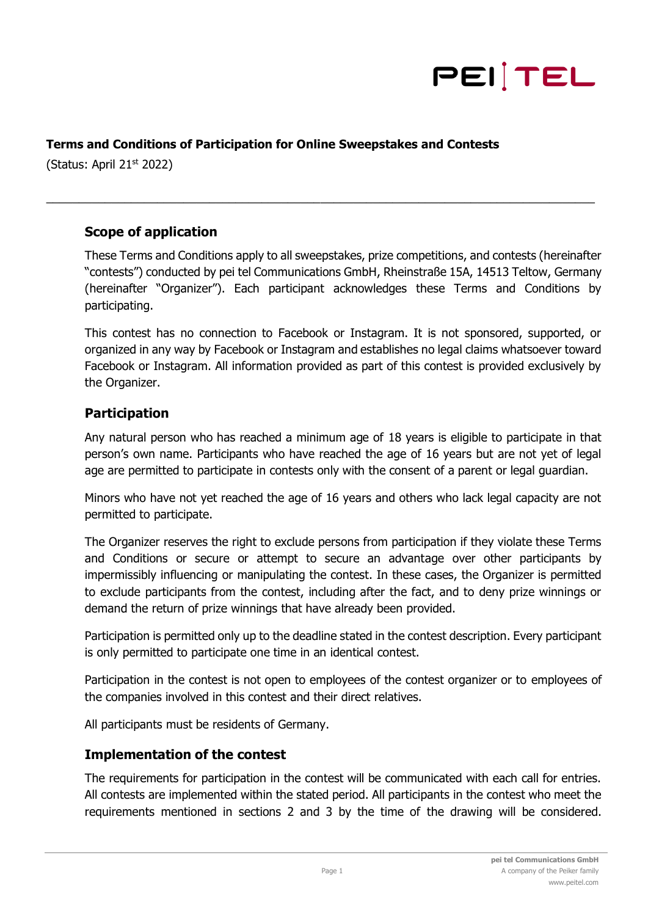# Terms and Conditions of Participation for Online Sweepstakes and Contests

(Status: April 21st 2022)

---

## Scope of application

These Terms and Conditions apply to all sweepstakes, prize competitions, and contests (hereinafter "contests") conducted by pei tel Communications GmbH, Rheinstraße 15A, 14513 Teltow, Germany (hereinafter "Organizer"). Each participant acknowledges these Terms and Conditions by participating.

This contest has no connection to Facebook or Instagram. It is not sponsored, supported, or organized in any way by Facebook or Instagram and establishes no legal claims whatsoever toward Facebook or Instagram. All information provided as part of this contest is provided exclusively by the Organizer.

## Participation

Any natural person who has reached a minimum age of 18 years is eligible to participate in that person's own name. Participants who have reached the age of 16 years but are not yet of legal age are permitted to participate in contests only with the consent of a parent or legal guardian.

Minors who have not yet reached the age of 16 years and others who lack legal capacity are not permitted to participate.

The Organizer reserves the right to exclude persons from participation if they violate these Terms and Conditions or secure or attempt to secure an advantage over other participants by impermissibly influencing or manipulating the contest. In these cases, the Organizer is permitted to exclude participants from the contest, including after the fact, and to deny prize winnings or demand the return of prize winnings that have already been provided.

Participation is permitted only up to the deadline stated in the contest description. Every participant is only permitted to participate one time in an identical contest.

Participation in the contest is not open to employees of the contest organizer or to employees of the companies involved in this contest and their direct relatives.

All participants must be residents of Germany.

## Implementation of the contest

The requirements for participation in the contest will be communicated with each call for entries. All contests are implemented within the stated period. All participants in the contest who meet the requirements mentioned in sections 2 and 3 by the time of the drawing will be considered.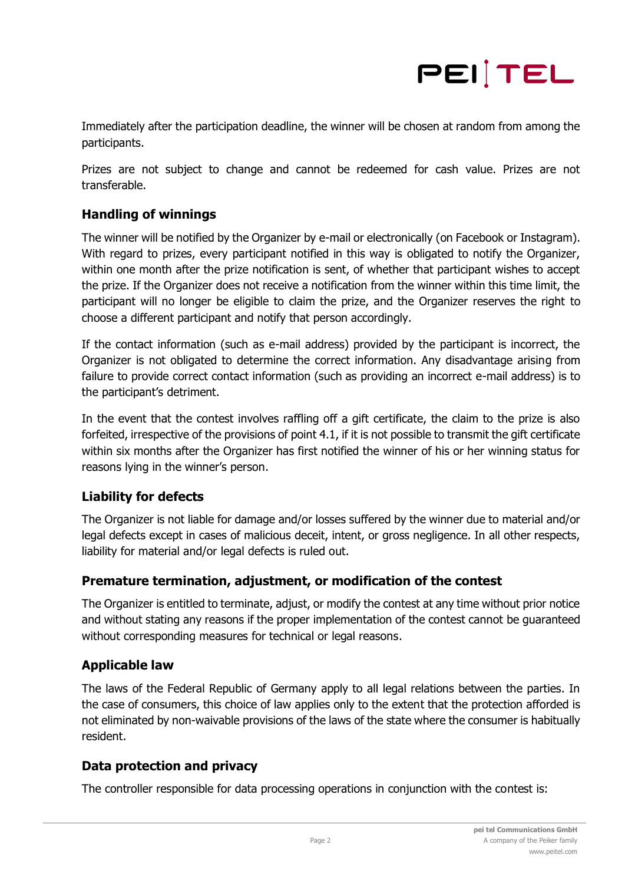Immediately after the participation deadline, the winner will be chosen at random from among the participants.

Prizes are not subject to change and cannot be redeemed for cash value. Prizes are not transferable.

## Handling of winnings

The winner will be notified by the Organizer by e-mail or electronically (on Facebook or Instagram). With regard to prizes, every participant notified in this way is obligated to notify the Organizer, within one month after the prize notification is sent, of whether that participant wishes to accept the prize. If the Organizer does not receive a notification from the winner within this time limit, the participant will no longer be eligible to claim the prize, and the Organizer reserves the right to choose a different participant and notify that person accordingly.

If the contact information (such as e-mail address) provided by the participant is incorrect, the Organizer is not obligated to determine the correct information. Any disadvantage arising from failure to provide correct contact information (such as providing an incorrect e-mail address) is to the participant's detriment.

In the event that the contest involves raffling off a gift certificate, the claim to the prize is also forfeited, irrespective of the provisions of point 4.1, if it is not possible to transmit the gift certificate within six months after the Organizer has first notified the winner of his or her winning status for reasons lying in the winner's person.

## Liability for defects

The Organizer is not liable for damage and/or losses suffered by the winner due to material and/or legal defects except in cases of malicious deceit, intent, or gross negligence. In all other respects, liability for material and/or legal defects is ruled out.

## Premature termination, adjustment, or modification of the contest

The Organizer is entitled to terminate, adjust, or modify the contest at any time without prior notice and without stating any reasons if the proper implementation of the contest cannot be guaranteed without corresponding measures for technical or legal reasons.

## Applicable law

The laws of the Federal Republic of Germany apply to all legal relations between the parties. In the case of consumers, this choice of law applies only to the extent that the protection afforded is not eliminated by non-waivable provisions of the laws of the state where the consumer is habitually resident.

## Data protection and privacy

The controller responsible for data processing operations in conjunction with the contest is: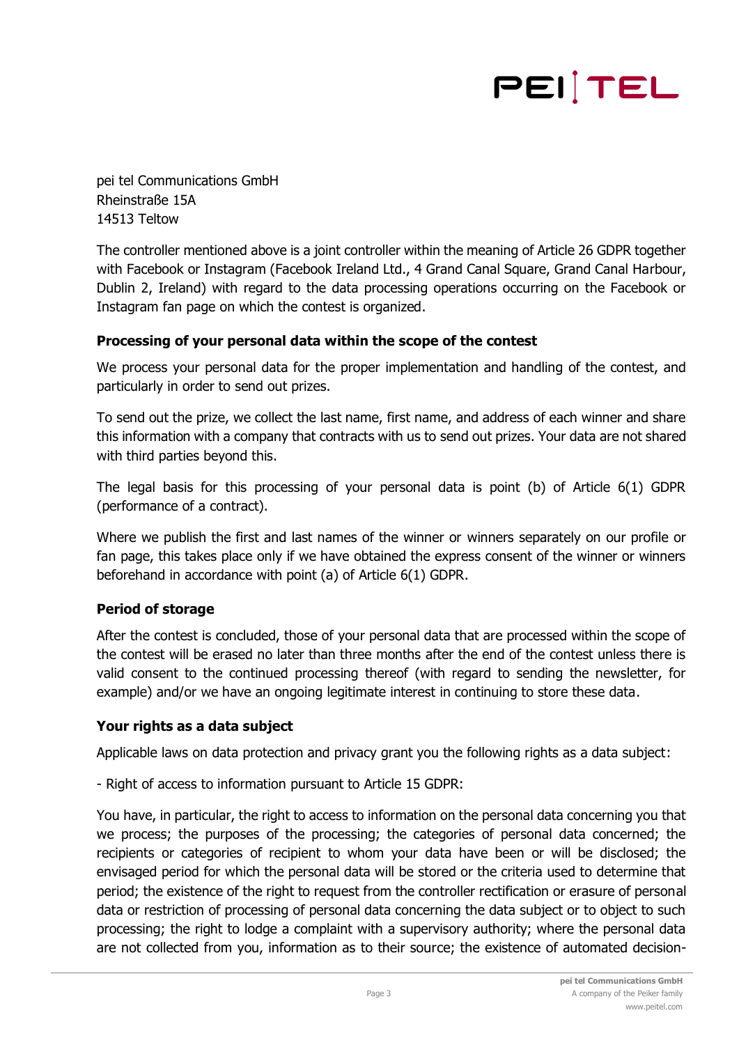pei tel Communications GmbH
Rheinstraße 15A
14513 Teltow

The controller mentioned above is a joint controller within the meaning of Article 26 GDPR together with Facebook or Instagram (Facebook Ireland Ltd., 4 Grand Canal Square, Grand Canal Harbour, Dublin 2, Ireland) with regard to the data processing operations occurring on the Facebook or Instagram fan page on which the contest is organized.

**Processing of your personal data within the scope of the contest**

We process your personal data for the proper implementation and handling of the contest, and particularly in order to send out prizes.

To send out the prize, we collect the last name, first name, and address of each winner and share this information with a company that contracts with us to send out prizes. Your data are not shared with third parties beyond this.

The legal basis for this processing of your personal data is point (b) of Article 6(1) GDPR (performance of a contract).

Where we publish the first and last names of the winner or winners separately on our profile or fan page, this takes place only if we have obtained the express consent of the winner or winners beforehand in accordance with point (a) of Article 6(1) GDPR.

**Period of storage**

After the contest is concluded, those of your personal data that are processed within the scope of the contest will be erased no later than three months after the end of the contest unless there is valid consent to the continued processing thereof (with regard to sending the newsletter, for example) and/or we have an ongoing legitimate interest in continuing to store these data.

**Your rights as a data subject**

Applicable laws on data protection and privacy grant you the following rights as a data subject:

- Right of access to information pursuant to Article 15 GDPR:

You have, in particular, the right to access to information on the personal data concerning you that we process; the purposes of the processing; the categories of personal data concerned; the recipients or categories of recipient to whom your data have been or will be disclosed; the envisaged period for which the personal data will be stored or the criteria used to determine that period; the existence of the right to request from the controller rectification or erasure of personal data or restriction of processing of personal data concerning the data subject or to object to such processing; the right to lodge a complaint with a supervisory authority; where the personal data are not collected from you, information as to their source; the existence of automated decision-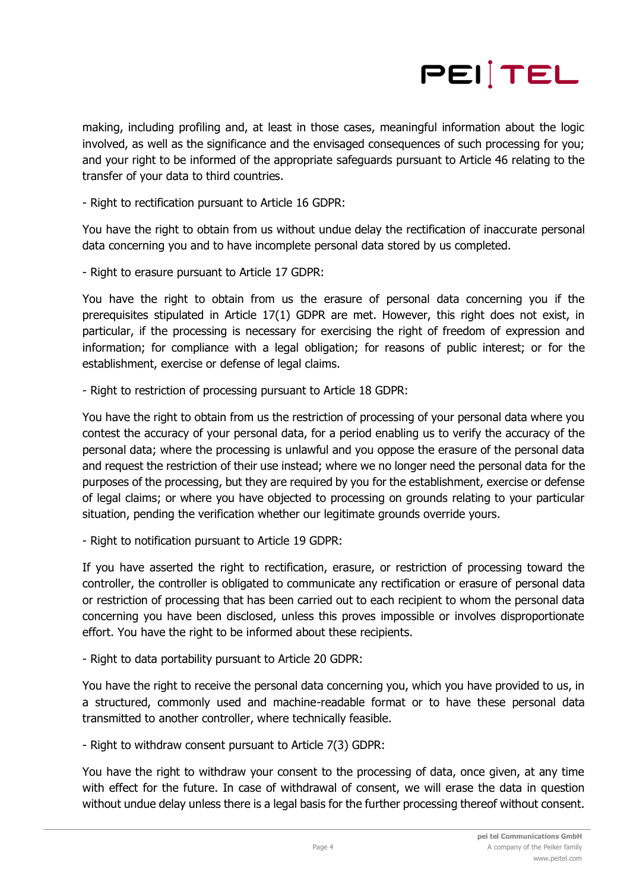making, including profiling and, at least in those cases, meaningful information about the logic involved, as well as the significance and the envisaged consequences of such processing for you; and your right to be informed of the appropriate safeguards pursuant to Article 46 relating to the transfer of your data to third countries.

- Right to rectification pursuant to Article 16 GDPR:

You have the right to obtain from us without undue delay the rectification of inaccurate personal data concerning you and to have incomplete personal data stored by us completed.

- Right to erasure pursuant to Article 17 GDPR:

You have the right to obtain from us the erasure of personal data concerning you if the prerequisites stipulated in Article 17(1) GDPR are met. However, this right does not exist, in particular, if the processing is necessary for exercising the right of freedom of expression and information; for compliance with a legal obligation; for reasons of public interest; or for the establishment, exercise or defense of legal claims.

- Right to restriction of processing pursuant to Article 18 GDPR:

You have the right to obtain from us the restriction of processing of your personal data where you contest the accuracy of your personal data, for a period enabling us to verify the accuracy of the personal data; where the processing is unlawful and you oppose the erasure of the personal data and request the restriction of their use instead; where we no longer need the personal data for the purposes of the processing, but they are required by you for the establishment, exercise or defense of legal claims; or where you have objected to processing on grounds relating to your particular situation, pending the verification whether our legitimate grounds override yours.

- Right to notification pursuant to Article 19 GDPR:

If you have asserted the right to rectification, erasure, or restriction of processing toward the controller, the controller is obligated to communicate any rectification or erasure of personal data or restriction of processing that has been carried out to each recipient to whom the personal data concerning you have been disclosed, unless this proves impossible or involves disproportionate effort. You have the right to be informed about these recipients.

- Right to data portability pursuant to Article 20 GDPR:

You have the right to receive the personal data concerning you, which you have provided to us, in a structured, commonly used and machine-readable format or to have these personal data transmitted to another controller, where technically feasible.

- Right to withdraw consent pursuant to Article 7(3) GDPR:

You have the right to withdraw your consent to the processing of data, once given, at any time with effect for the future. In case of withdrawal of consent, we will erase the data in question without undue delay unless there is a legal basis for the further processing thereof without consent.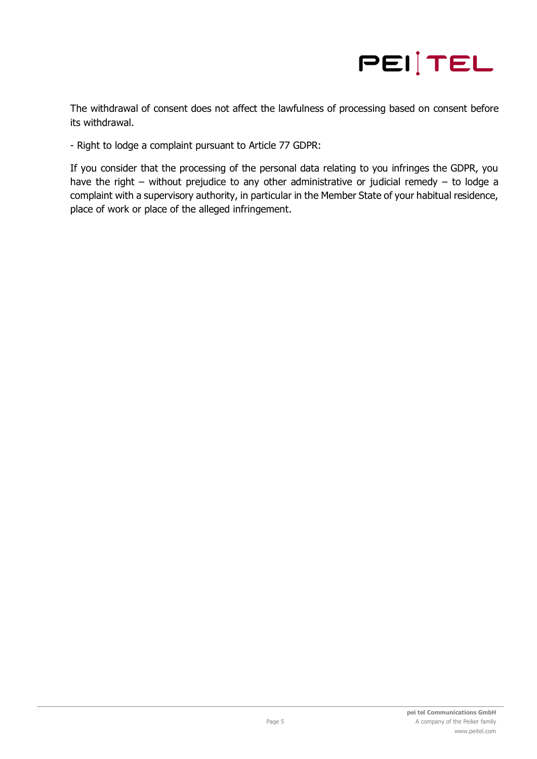The withdrawal of consent does not affect the lawfulness of processing based on consent before its withdrawal.

- Right to lodge a complaint pursuant to Article 77 GDPR:

If you consider that the processing of the personal data relating to you infringes the GDPR, you have the right – without prejudice to any other administrative or judicial remedy – to lodge a complaint with a supervisory authority, in particular in the Member State of your habitual residence, place of work or place of the alleged infringement.